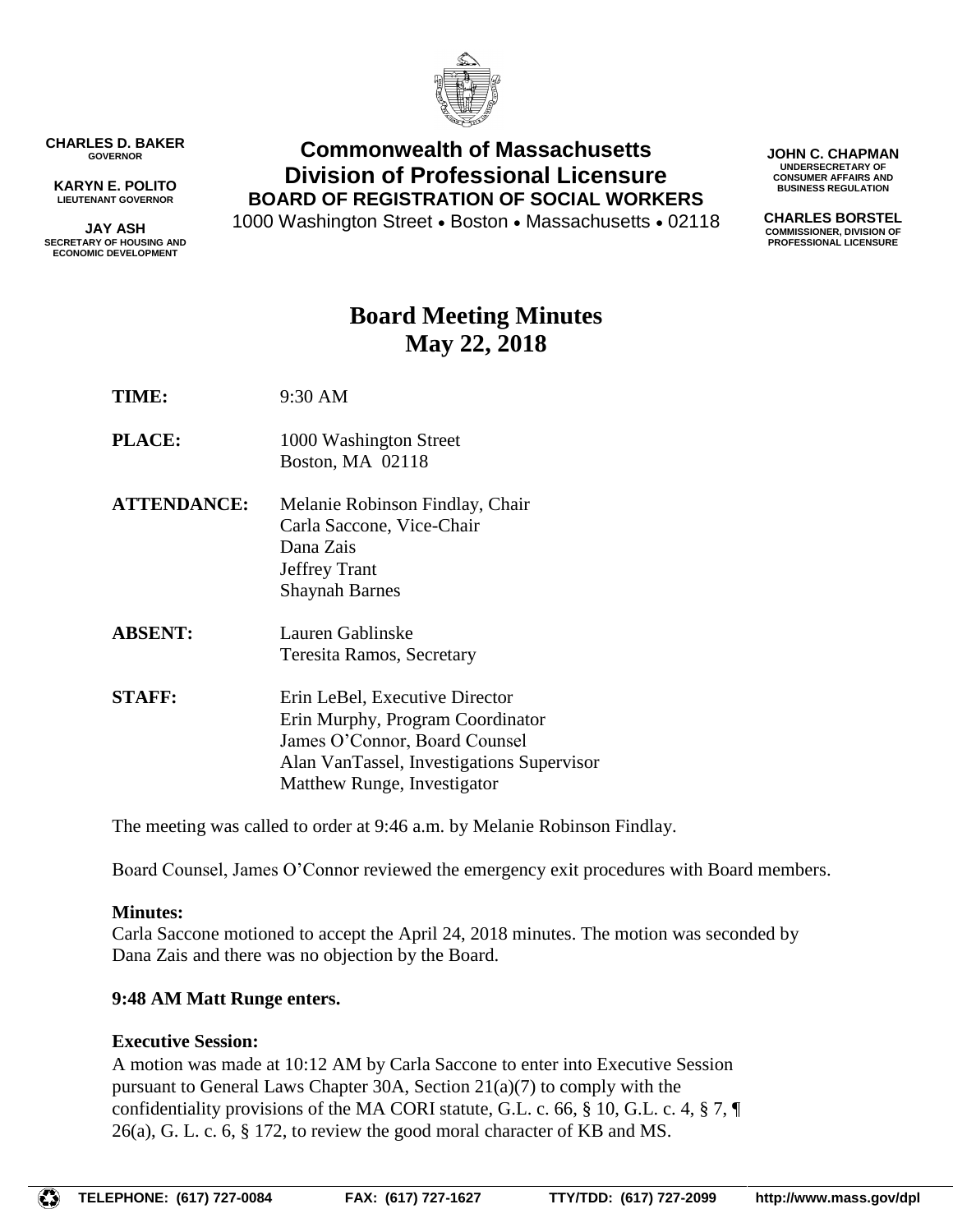CHARLES D. BAKER
GOVERNOR

KARYN E. POLITO
LIEUTENANT GOVERNOR

JAY ASH
SECRETARY OF HOUSING AND ECONOMIC DEVELOPMENT

**Commonwealth of Massachusetts**
**Division of Professional Licensure**
**BOARD OF REGISTRATION OF SOCIAL WORKERS**
1000 Washington Street • Boston • Massachusetts • 02118

JOHN C. CHAPMAN
UNDERSECRETARY OF CONSUMER AFFAIRS AND BUSINESS REGULATION

CHARLES BORSTEL
COMMISSIONER, DIVISION OF PROFESSIONAL LICENSURE

# Board Meeting Minutes
# May 22, 2018

**TIME:** 9:30 AM

**PLACE:** 1000 Washington Street
Boston, MA 02118

**ATTENDANCE:** Melanie Robinson Findlay, Chair
Carla Saccone, Vice-Chair
Dana Zais
Jeffrey Trant
Shaynah Barnes

**ABSENT:** Lauren Gablinske
Teresita Ramos, Secretary

**STAFF:** Erin LeBel, Executive Director
Erin Murphy, Program Coordinator
James O'Connor, Board Counsel
Alan VanTassel, Investigations Supervisor
Matthew Runge, Investigator

The meeting was called to order at 9:46 a.m. by Melanie Robinson Findlay.

Board Counsel, James O'Connor reviewed the emergency exit procedures with Board members.

**Minutes:**
Carla Saccone motioned to accept the April 24, 2018 minutes. The motion was seconded by Dana Zais and there was no objection by the Board.

**9:48 AM Matt Runge enters.**

**Executive Session:**
A motion was made at 10:12 AM by Carla Saccone to enter into Executive Session pursuant to General Laws Chapter 30A, Section 21(a)(7) to comply with the confidentiality provisions of the MA CORI statute, G.L. c. 66, § 10, G.L. c. 4, § 7, ¶ 26(a), G. L. c. 6, § 172, to review the good moral character of KB and MS.

TELEPHONE: (617) 727-0084 FAX: (617) 727-1627 TTY/TDD: (617) 727-2099 http://www.mass.gov/dpl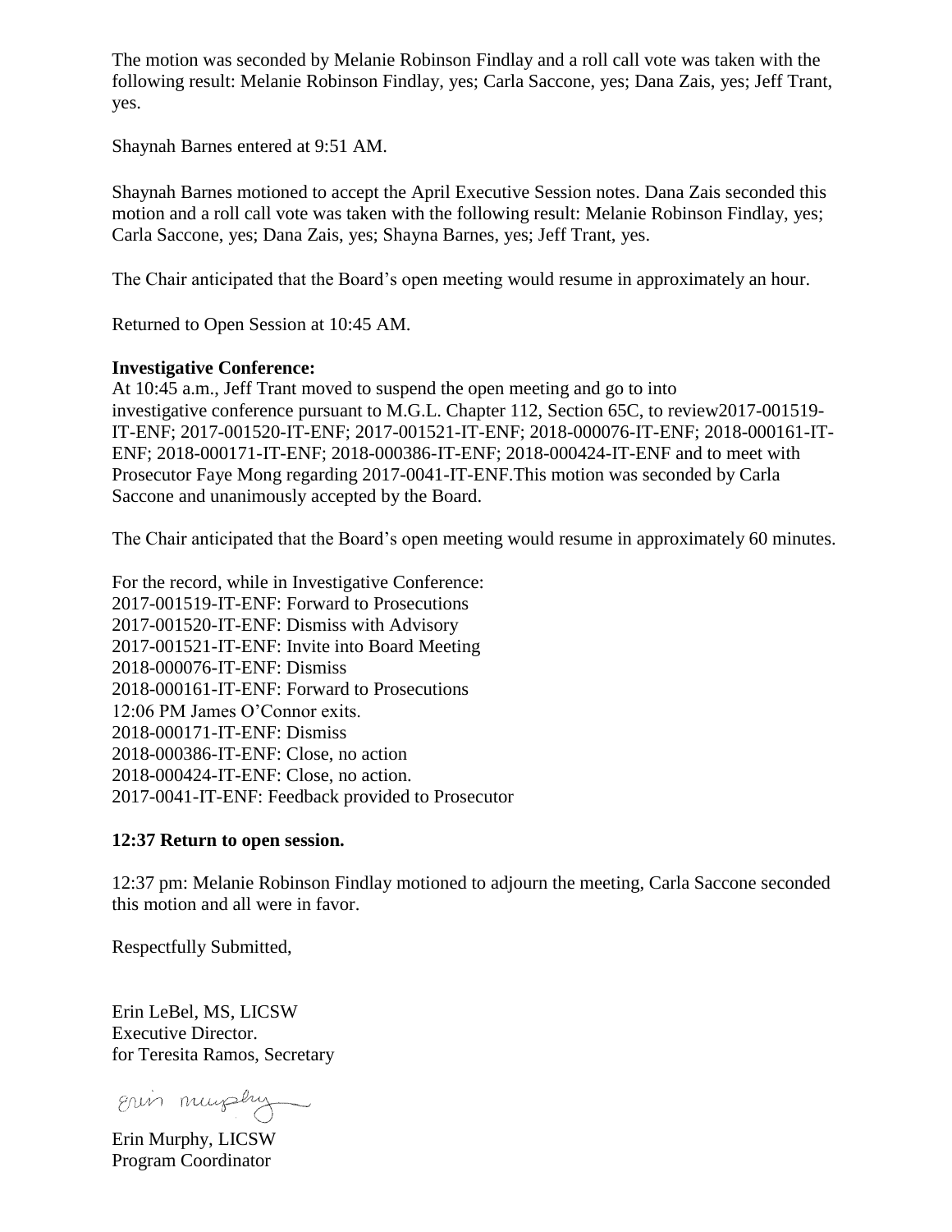The motion was seconded by Melanie Robinson Findlay and a roll call vote was taken with the following result: Melanie Robinson Findlay, yes; Carla Saccone, yes; Dana Zais, yes; Jeff Trant, yes.

Shaynah Barnes entered at 9:51 AM.

Shaynah Barnes motioned to accept the April Executive Session notes. Dana Zais seconded this motion and a roll call vote was taken with the following result: Melanie Robinson Findlay, yes; Carla Saccone, yes; Dana Zais, yes; Shayna Barnes, yes; Jeff Trant, yes.

The Chair anticipated that the Board's open meeting would resume in approximately an hour.

Returned to Open Session at 10:45 AM.

**Investigative Conference:**
At 10:45 a.m., Jeff Trant moved to suspend the open meeting and go to into investigative conference pursuant to M.G.L. Chapter 112, Section 65C, to review2017-001519-IT-ENF; 2017-001520-IT-ENF; 2017-001521-IT-ENF; 2018-000076-IT-ENF; 2018-000161-IT-ENF; 2018-000171-IT-ENF; 2018-000386-IT-ENF; 2018-000424-IT-ENF and to meet with Prosecutor Faye Mong regarding 2017-0041-IT-ENF.This motion was seconded by Carla Saccone and unanimously accepted by the Board.

The Chair anticipated that the Board's open meeting would resume in approximately 60 minutes.

For the record, while in Investigative Conference:
2017-001519-IT-ENF: Forward to Prosecutions
2017-001520-IT-ENF: Dismiss with Advisory
2017-001521-IT-ENF: Invite into Board Meeting
2018-000076-IT-ENF: Dismiss
2018-000161-IT-ENF: Forward to Prosecutions
12:06 PM James O'Connor exits.
2018-000171-IT-ENF: Dismiss
2018-000386-IT-ENF: Close, no action
2018-000424-IT-ENF: Close, no action.
2017-0041-IT-ENF: Feedback provided to Prosecutor

**12:37 Return to open session.**

12:37 pm: Melanie Robinson Findlay motioned to adjourn the meeting, Carla Saccone seconded this motion and all were in favor.

Respectfully Submitted,

Erin LeBel, MS, LICSW
Executive Director.
for Teresita Ramos, Secretary

Erin Murphy

Erin Murphy, LICSW
Program Coordinator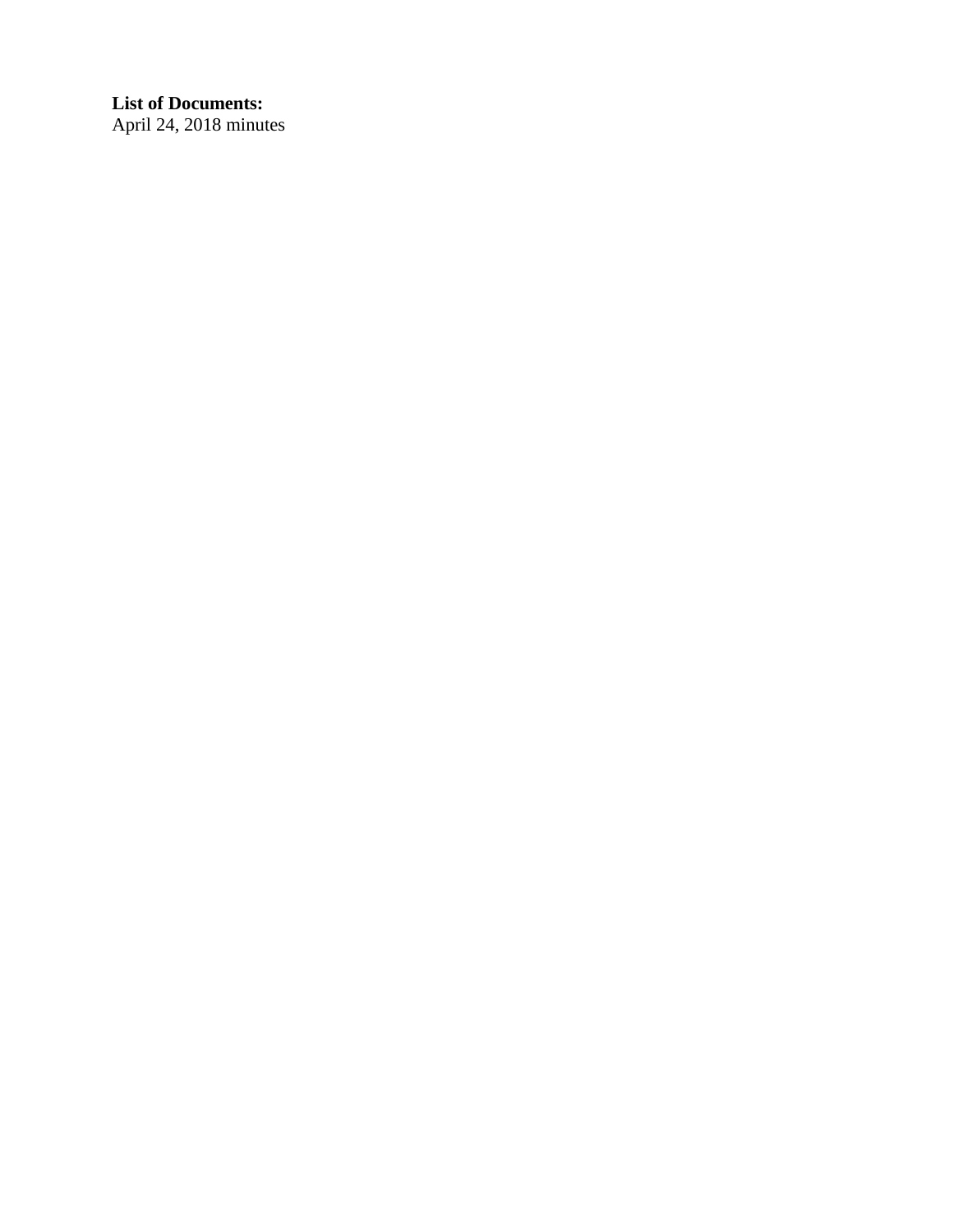**List of Documents:**
April 24, 2018 minutes